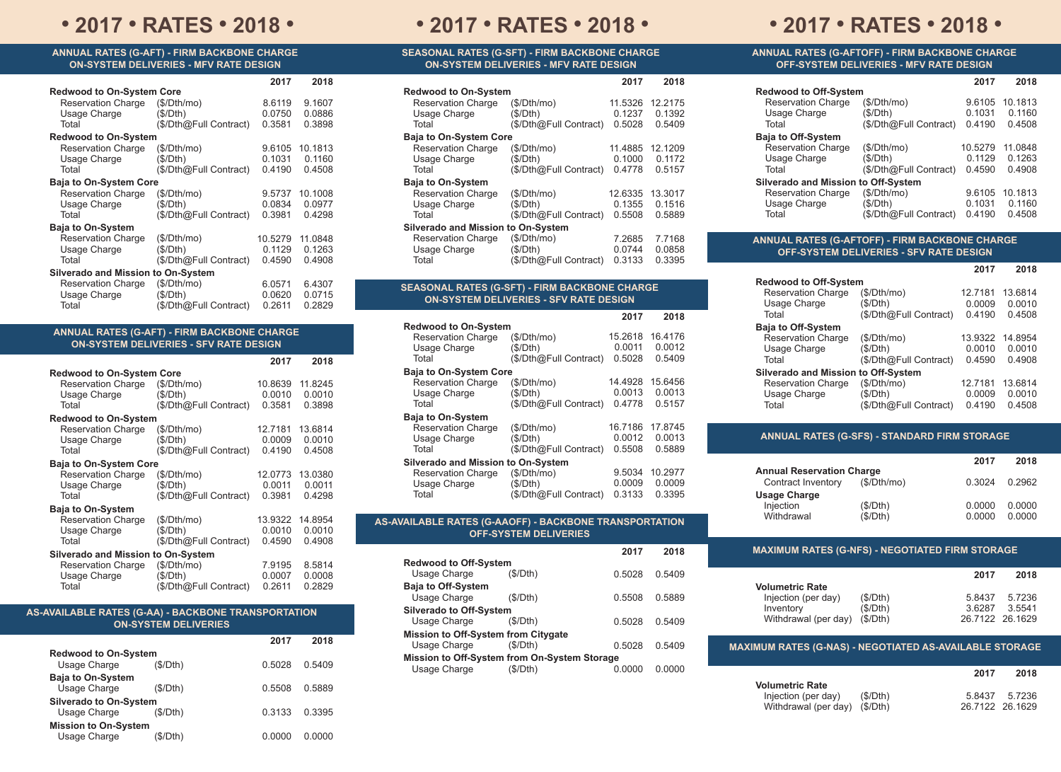# • 2017 • RATES • 2018 •

## ANNUAL RATES (G-AFT) - FIRM BACKBONE CHARGE ON-SYSTEM DELIVERIES - MFV RATE DESIGN

| | | 2017 | 2018 |
|---|---|---|---|
| **Redwood to On-System Core** | | | |
| Reservation Charge | ($/Dth/mo) | 8.6119 | 9.1607 |
| Usage Charge | ($/Dth) | 0.0750 | 0.0886 |
| Total | ($/Dth@Full Contract) | 0.3581 | 0.3898 |
| **Redwood to On-System** | | | |
| Reservation Charge | ($/Dth/mo) | 9.6105 | 10.1813 |
| Usage Charge | ($/Dth) | 0.1031 | 0.1160 |
| Total | ($/Dth@Full Contract) | 0.4190 | 0.4508 |
| **Baja to On-System Core** | | | |
| Reservation Charge | ($/Dth/mo) | 9.5737 | 10.1008 |
| Usage Charge | ($/Dth) | 0.0834 | 0.0977 |
| Total | ($/Dth@Full Contract) | 0.3981 | 0.4298 |
| **Baja to On-System** | | | |
| Reservation Charge | ($/Dth/mo) | 10.5279 | 11.0848 |
| Usage Charge | ($/Dth) | 0.1129 | 0.1263 |
| Total | ($/Dth@Full Contract) | 0.4590 | 0.4908 |
| **Silverado and Mission to On-System** | | | |
| Reservation Charge | ($/Dth/mo) | 6.0571 | 6.4307 |
| Usage Charge | ($/Dth) | 0.0620 | 0.0715 |
| Total | ($/Dth@Full Contract) | 0.2611 | 0.2829 |

## ANNUAL RATES (G-AFT) - FIRM BACKBONE CHARGE ON-SYSTEM DELIVERIES - SFV RATE DESIGN

| | | 2017 | 2018 |
|---|---|---|---|
| **Redwood to On-System Core** | | | |
| Reservation Charge | ($/Dth/mo) | 10.8639 | 11.8245 |
| Usage Charge | ($/Dth) | 0.0010 | 0.0010 |
| Total | ($/Dth@Full Contract) | 0.3581 | 0.3898 |
| **Redwood to On-System** | | | |
| Reservation Charge | ($/Dth/mo) | 12.7181 | 13.6814 |
| Usage Charge | ($/Dth) | 0.0009 | 0.0010 |
| Total | ($/Dth@Full Contract) | 0.4190 | 0.4508 |
| **Baja to On-System Core** | | | |
| Reservation Charge | ($/Dth/mo) | 12.0773 | 13.0380 |
| Usage Charge | ($/Dth) | 0.0011 | 0.0011 |
| Total | ($/Dth@Full Contract) | 0.3981 | 0.4298 |
| **Baja to On-System** | | | |
| Reservation Charge | ($/Dth/mo) | 13.9322 | 14.8954 |
| Usage Charge | ($/Dth) | 0.0010 | 0.0010 |
| Total | ($/Dth@Full Contract) | 0.4590 | 0.4908 |
| **Silverado and Mission to On-System** | | | |
| Reservation Charge | ($/Dth/mo) | 7.9195 | 8.5814 |
| Usage Charge | ($/Dth) | 0.0007 | 0.0008 |
| Total | ($/Dth@Full Contract) | 0.2611 | 0.2829 |

## AS-AVAILABLE RATES (G-AA) - BACKBONE TRANSPORTATION ON-SYSTEM DELIVERIES

| | | 2017 | 2018 |
|---|---|---|---|
| **Redwood to On-System** | | | |
| Usage Charge | ($/Dth) | 0.5028 | 0.5409 |
| **Baja to On-System** | | | |
| Usage Charge | ($/Dth) | 0.5508 | 0.5889 |
| **Silverado to On-System** | | | |
| Usage Charge | ($/Dth) | 0.3133 | 0.3395 |
| **Mission to On-System** | | | |
| Usage Charge | ($/Dth) | 0.0000 | 0.0000 |

## SEASONAL RATES (G-SFT) - FIRM BACKBONE CHARGE ON-SYSTEM DELIVERIES - MFV RATE DESIGN

| | | 2017 | 2018 |
|---|---|---|---|
| **Redwood to On-System** | | | |
| Reservation Charge | ($/Dth/mo) | 11.5326 | 12.2175 |
| Usage Charge | ($/Dth) | 0.1237 | 0.1392 |
| Total | ($/Dth@Full Contract) | 0.5028 | 0.5409 |
| **Baja to On-System Core** | | | |
| Reservation Charge | ($/Dth/mo) | 11.4885 | 12.1209 |
| Usage Charge | ($/Dth) | 0.1000 | 0.1172 |
| Total | ($/Dth@Full Contract) | 0.4778 | 0.5157 |
| **Baja to On-System** | | | |
| Reservation Charge | ($/Dth/mo) | 12.6335 | 13.3017 |
| Usage Charge | ($/Dth) | 0.1355 | 0.1516 |
| Total | ($/Dth@Full Contract) | 0.5508 | 0.5889 |
| **Silverado and Mission to On-System** | | | |
| Reservation Charge | ($/Dth/mo) | 7.2685 | 7.7168 |
| Usage Charge | ($/Dth) | 0.0744 | 0.0858 |
| Total | ($/Dth@Full Contract) | 0.3133 | 0.3395 |

## SEASONAL RATES (G-SFT) - FIRM BACKBONE CHARGE ON-SYSTEM DELIVERIES - SFV RATE DESIGN

| | | 2017 | 2018 |
|---|---|---|---|
| **Redwood to On-System** | | | |
| Reservation Charge | ($/Dth/mo) | 15.2618 | 16.4176 |
| Usage Charge | ($/Dth) | 0.0011 | 0.0012 |
| Total | ($/Dth@Full Contract) | 0.5028 | 0.5409 |
| **Baja to On-System Core** | | | |
| Reservation Charge | ($/Dth/mo) | 14.4928 | 15.6456 |
| Usage Charge | ($/Dth) | 0.0013 | 0.0013 |
| Total | ($/Dth@Full Contract) | 0.4778 | 0.5157 |
| **Baja to On-System** | | | |
| Reservation Charge | ($/Dth/mo) | 16.7186 | 17.8745 |
| Usage Charge | ($/Dth) | 0.0012 | 0.0013 |
| Total | ($/Dth@Full Contract) | 0.5508 | 0.5889 |
| **Silverado and Mission to On-System** | | | |
| Reservation Charge | ($/Dth/mo) | 9.5034 | 10.2977 |
| Usage Charge | ($/Dth) | 0.0009 | 0.0009 |
| Total | ($/Dth@Full Contract) | 0.3133 | 0.3395 |

## AS-AVAILABLE RATES (G-AAOFF) - BACKBONE TRANSPORTATION OFF-SYSTEM DELIVERIES

| | | 2017 | 2018 |
|---|---|---|---|
| **Redwood to Off-System** | | | |
| Usage Charge | ($/Dth) | 0.5028 | 0.5409 |
| **Baja to Off-System** | | | |
| Usage Charge | ($/Dth) | 0.5508 | 0.5889 |
| **Silverado to Off-System** | | | |
| Usage Charge | ($/Dth) | 0.5028 | 0.5409 |
| **Mission to Off-System from Citygate** | | | |
| Usage Charge | ($/Dth) | 0.5028 | 0.5409 |
| **Mission to Off-System from On-System Storage** | | | |
| Usage Charge | ($/Dth) | 0.0000 | 0.0000 |

## ANNUAL RATES (G-AFTOFF) - FIRM BACKBONE CHARGE OFF-SYSTEM DELIVERIES - MFV RATE DESIGN

| | | 2017 | 2018 |
|---|---|---|---|
| **Redwood to Off-System** | | | |
| Reservation Charge | ($/Dth/mo) | 9.6105 | 10.1813 |
| Usage Charge | ($/Dth) | 0.1031 | 0.1160 |
| Total | ($/Dth@Full Contract) | 0.4190 | 0.4508 |
| **Baja to Off-System** | | | |
| Reservation Charge | ($/Dth/mo) | 10.5279 | 11.0848 |
| Usage Charge | ($/Dth) | 0.1129 | 0.1263 |
| Total | ($/Dth@Full Contract) | 0.4590 | 0.4908 |
| **Silverado and Mission to Off-System** | | | |
| Reservation Charge | ($/Dth/mo) | 9.6105 | 10.1813 |
| Usage Charge | ($/Dth) | 0.1031 | 0.1160 |
| Total | ($/Dth@Full Contract) | 0.4190 | 0.4508 |

## ANNUAL RATES (G-AFTOFF) - FIRM BACKBONE CHARGE OFF-SYSTEM DELIVERIES - SFV RATE DESIGN

| | | 2017 | 2018 |
|---|---|---|---|
| **Redwood to Off-System** | | | |
| Reservation Charge | ($/Dth/mo) | 12.7181 | 13.6814 |
| Usage Charge | ($/Dth) | 0.0009 | 0.0010 |
| Total | ($/Dth@Full Contract) | 0.4190 | 0.4508 |
| **Baja to Off-System** | | | |
| Reservation Charge | ($/Dth/mo) | 13.9322 | 14.8954 |
| Usage Charge | ($/Dth) | 0.0010 | 0.0010 |
| Total | ($/Dth@Full Contract) | 0.4590 | 0.4908 |
| **Silverado and Mission to Off-System** | | | |
| Reservation Charge | ($/Dth/mo) | 12.7181 | 13.6814 |
| Usage Charge | ($/Dth) | 0.0009 | 0.0010 |
| Total | ($/Dth@Full Contract) | 0.4190 | 0.4508 |

## ANNUAL RATES (G-SFS) - STANDARD FIRM STORAGE

| | | 2017 | 2018 |
|---|---|---|---|
| **Annual Reservation Charge** | | | |
| Contract Inventory | ($/Dth/mo) | 0.3024 | 0.2962 |
| **Usage Charge** | | | |
| Injection | ($/Dth) | 0.0000 | 0.0000 |
| Withdrawal | ($/Dth) | 0.0000 | 0.0000 |

## MAXIMUM RATES (G-NFS) - NEGOTIATED FIRM STORAGE

| | | 2017 | 2018 |
|---|---|---|---|
| **Volumetric Rate** | | | |
| Injection (per day) | ($/Dth) | 5.8437 | 5.7236 |
| Inventory | ($/Dth) | 3.6287 | 3.5541 |
| Withdrawal (per day) | ($/Dth) | 26.7122 | 26.1629 |

## MAXIMUM RATES (G-NAS) - NEGOTIATED AS-AVAILABLE STORAGE

| | | 2017 | 2018 |
|---|---|---|---|
| **Volumetric Rate** | | | |
| Injection (per day) | ($/Dth) | 5.8437 | 5.7236 |
| Withdrawal (per day) | ($/Dth) | 26.7122 | 26.1629 |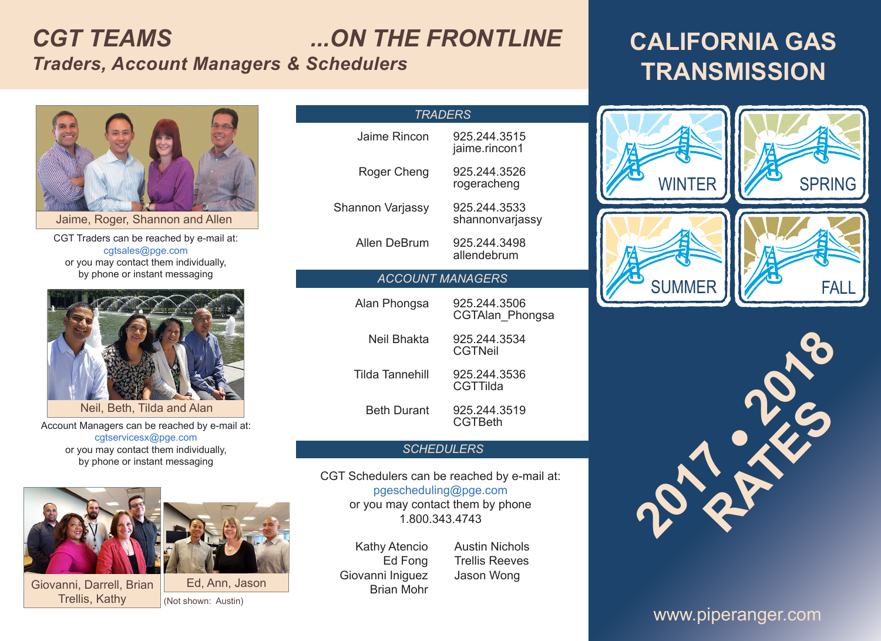# CGT TEAMS ...ON THE FRONTLINE

## *Traders, Account Managers & Schedulers*

Jaime, Roger, Shannon and Allen

CGT Traders can be reached by e-mail at:
cgtsales@pge.com
or you may contact them individually,
by phone or instant messaging

Neil, Beth, Tilda and Alan

Account Managers can be reached by e-mail at:
cgtservicesx@pge.com
or you may contact them individually,
by phone or instant messaging

Giovanni, Darrell, Brian Trellis, Kathy

Ed, Ann, Jason

(Not shown: Austin)

### *TRADERS*

| | |
|---|---|
| Jaime Rincon | 925.244.3515<br>jaime.rincon1 |
| Roger Cheng | 925.244.3526<br>rogeracheng |
| Shannon Varjassy | 925.244.3533<br>shannonvarjassy |
| Allen DeBrum | 925.244.3498<br>allendebrum |

### *ACCOUNT MANAGERS*

| | |
|---|---|
| Alan Phongsa | 925.244.3506<br>CGTAlan_Phongsa |
| Neil Bhakta | 925.244.3534<br>CGTNeil |
| Tilda Tannehill | 925.244.3536<br>CGTTilda |
| Beth Durant | 925.244.3519<br>CGTBeth |

### *SCHEDULERS*

CGT Schedulers can be reached by e-mail at:
pgescheduling@pge.com
or you may contact them by phone
1.800.343.4743

| | |
|---|---|
| Kathy Atencio | Austin Nichols |
| Ed Fong | Trellis Reeves |
| Giovanni Iniguez | Jason Wong |
| Brian Mohr | |

# CALIFORNIA GAS TRANSMISSION

WINTER SPRING SUMMER FALL

## 2017 • 2018 RATES

www.piperanger.com